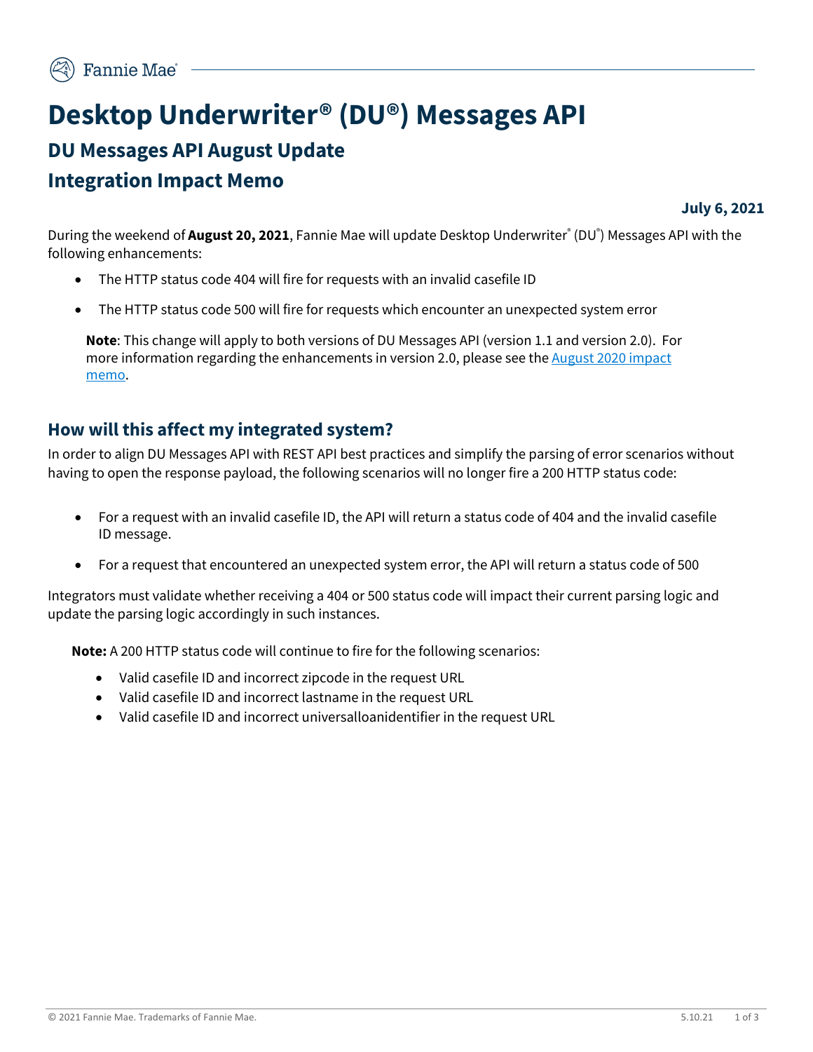# Desktop Underwriter® (DU®) Messages API

## DU Messages API August Update

## Integration Impact Memo

**July 6, 2021**

During the weekend of **August 20, 2021**, Fannie Mae will update Desktop Underwriter® (DU®) Messages API with the following enhancements:

- The HTTP status code 404 will fire for requests with an invalid casefile ID
- The HTTP status code 500 will fire for requests which encounter an unexpected system error

**Note**: This change will apply to both versions of DU Messages API (version 1.1 and version 2.0). For more information regarding the enhancements in version 2.0, please see the [August 2020 impact memo](August 2020 impact memo).

## How will this affect my integrated system?

In order to align DU Messages API with REST API best practices and simplify the parsing of error scenarios without having to open the response payload, the following scenarios will no longer fire a 200 HTTP status code:

- For a request with an invalid casefile ID, the API will return a status code of 404 and the invalid casefile ID message.
- For a request that encountered an unexpected system error, the API will return a status code of 500

Integrators must validate whether receiving a 404 or 500 status code will impact their current parsing logic and update the parsing logic accordingly in such instances.

**Note:** A 200 HTTP status code will continue to fire for the following scenarios:

- Valid casefile ID and incorrect zipcode in the request URL
- Valid casefile ID and incorrect lastname in the request URL
- Valid casefile ID and incorrect universalloanidentifier in the request URL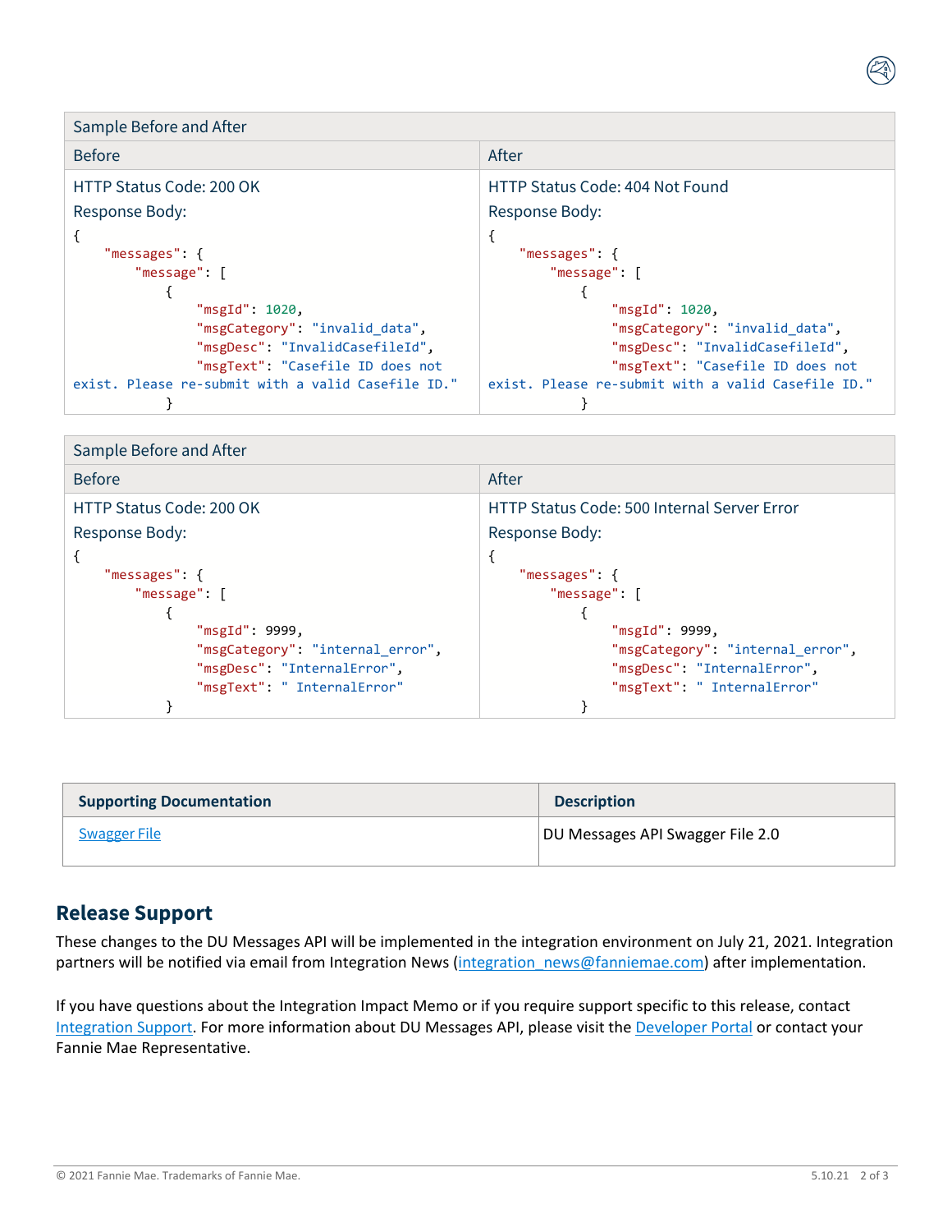<table>
<tr><th colspan="2">Sample Before and After</th></tr>
<tr><th>Before</th><th>After</th></tr>
<tr>
<td>
HTTP Status Code: 200 OK<br>
Response Body:
<pre>
{
    "messages": {
        "message": [
            {
                "msgId": 1020,
                "msgCategory": "invalid_data",
                "msgDesc": "InvalidCasefileId",
                "msgText": "Casefile ID does not exist. Please re-submit with a valid Casefile ID."
            }
</pre>
</td>
<td>
HTTP Status Code: 404 Not Found<br>
Response Body:
<pre>
{
    "messages": {
        "message": [
            {
                "msgId": 1020,
                "msgCategory": "invalid_data",
                "msgDesc": "InvalidCasefileId",
                "msgText": "Casefile ID does not exist. Please re-submit with a valid Casefile ID."
            }
</pre>
</td>
</tr>
</table>

<table>
<tr><th colspan="2">Sample Before and After</th></tr>
<tr><th>Before</th><th>After</th></tr>
<tr>
<td>
HTTP Status Code: 200 OK<br>
Response Body:
<pre>
{
    "messages": {
        "message": [
            {
                "msgId": 9999,
                "msgCategory": "internal_error",
                "msgDesc": "InternalError",
                "msgText": " InternalError"
            }
</pre>
</td>
<td>
HTTP Status Code: 500 Internal Server Error<br>
Response Body:
<pre>
{
    "messages": {
        "message": [
            {
                "msgId": 9999,
                "msgCategory": "internal_error",
                "msgDesc": "InternalError",
                "msgText": " InternalError"
            }
</pre>
</td>
</tr>
</table>

| **Supporting Documentation** | **Description** |
| --- | --- |
| Swagger File | DU Messages API Swagger File 2.0 |

## Release Support

These changes to the DU Messages API will be implemented in the integration environment on July 21, 2021. Integration partners will be notified via email from Integration News (integration_news@fanniemae.com) after implementation.

If you have questions about the Integration Impact Memo or if you require support specific to this release, contact Integration Support. For more information about DU Messages API, please visit the Developer Portal or contact your Fannie Mae Representative.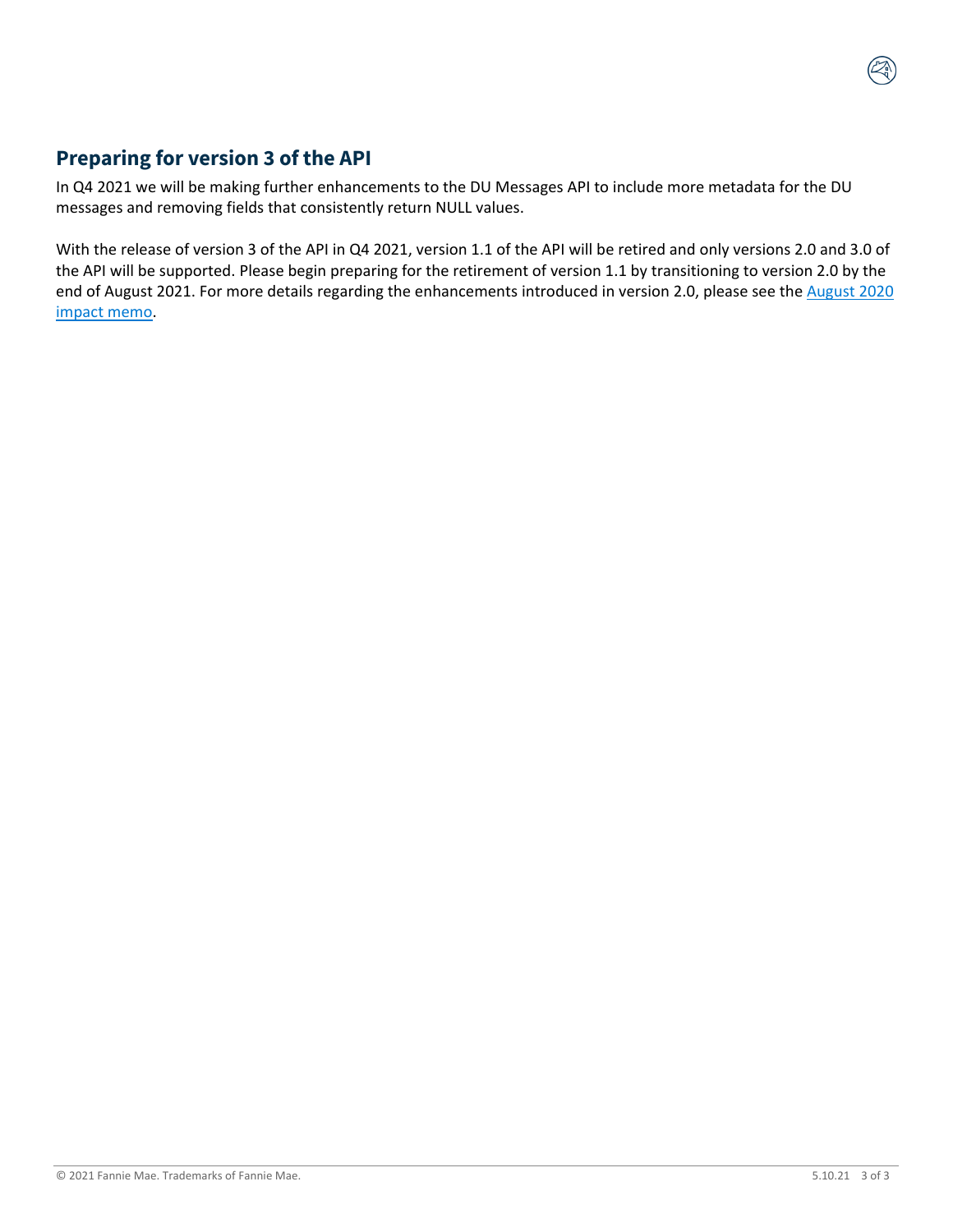## Preparing for version 3 of the API

In Q4 2021 we will be making further enhancements to the DU Messages API to include more metadata for the DU messages and removing fields that consistently return NULL values.

With the release of version 3 of the API in Q4 2021, version 1.1 of the API will be retired and only versions 2.0 and 3.0 of the API will be supported. Please begin preparing for the retirement of version 1.1 by transitioning to version 2.0 by the end of August 2021. For more details regarding the enhancements introduced in version 2.0, please see the August 2020 impact memo.